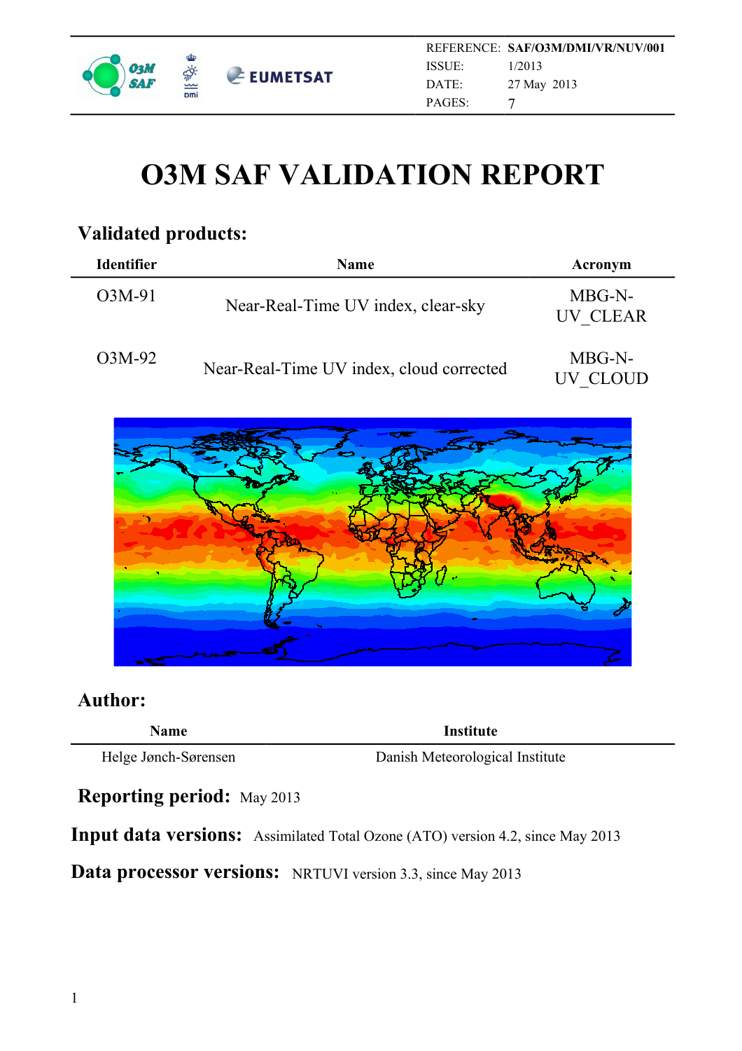| REFERENCE: | SAF/O3M/DMI/VR/NUV/001 |
| --- | --- |
| ISSUE: | 1/2013 |
| DATE: | 27 May 2013 |
| PAGES: | 7 |

# O3M SAF VALIDATION REPORT

## Validated products:

| Identifier | Name | Acronym |
| --- | --- | --- |
| O3M-91 | Near-Real-Time UV index, clear-sky | MBG-N-UV_CLEAR |
| O3M-92 | Near-Real-Time UV index, cloud corrected | MBG-N-UV_CLOUD |

## Author:

| Name | Institute |
| --- | --- |
| Helge Jønch-Sørensen | Danish Meteorological Institute |

**Reporting period:** May 2013

**Input data versions:** Assimilated Total Ozone (ATO) version 4.2, since May 2013

**Data processor versions:** NRTUVI version 3.3, since May 2013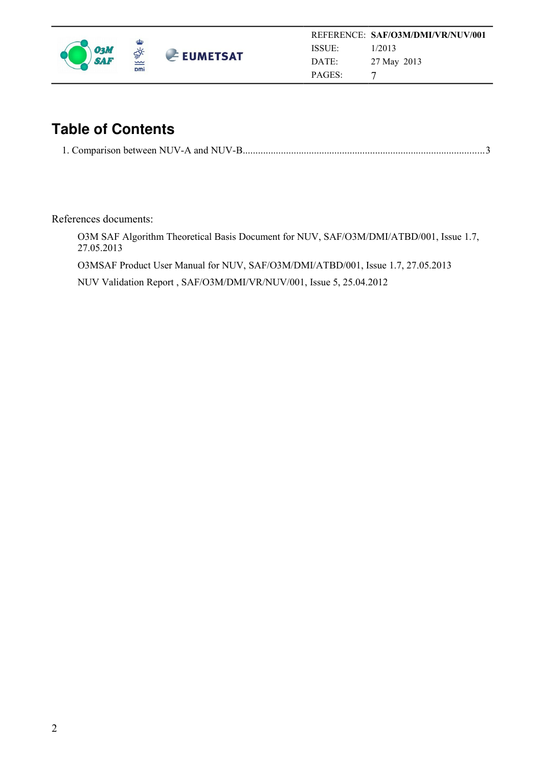# Table of Contents

1. Comparison between NUV-A and NUV-B....................................................................................................3

References documents:

O3M SAF Algorithm Theoretical Basis Document for NUV, SAF/O3M/DMI/ATBD/001, Issue 1.7, 27.05.2013

O3MSAF Product User Manual for NUV, SAF/O3M/DMI/ATBD/001, Issue 1.7, 27.05.2013

NUV Validation Report , SAF/O3M/DMI/VR/NUV/001, Issue 5, 25.04.2012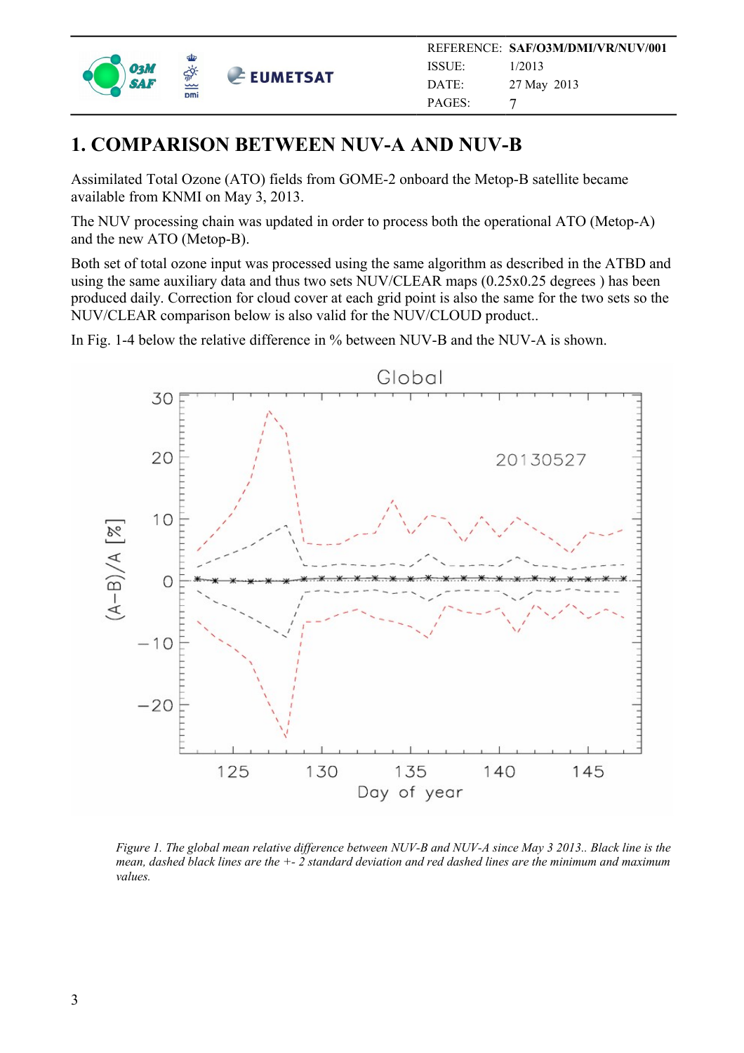# 1. COMPARISON BETWEEN NUV-A AND NUV-B

Assimilated Total Ozone (ATO) fields from GOME-2 onboard the Metop-B satellite became available from KNMI on May 3, 2013.

The NUV processing chain was updated in order to process both the operational ATO (Metop-A) and the new ATO (Metop-B).

Both set of total ozone input was processed using the same algorithm as described in the ATBD and using the same auxiliary data and thus two sets NUV/CLEAR maps (0.25x0.25 degrees ) has been produced daily. Correction for cloud cover at each grid point is also the same for the two sets so the NUV/CLEAR comparison below is also valid for the NUV/CLOUD product..

In Fig. 1-4 below the relative difference in % between NUV-B and the NUV-A is shown.

*Figure 1. The global mean relative difference between NUV-B and NUV-A since May 3 2013.. Black line is the mean, dashed black lines are the +- 2 standard deviation and red dashed lines are the minimum and maximum values.*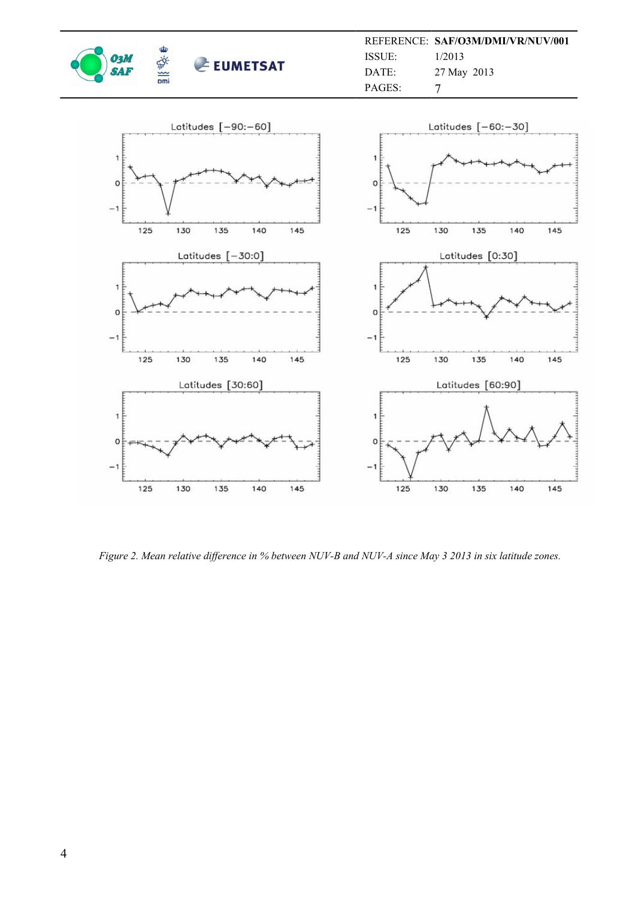*Figure 2. Mean relative difference in % between NUV-B and NUV-A since May 3 2013 in six latitude zones.*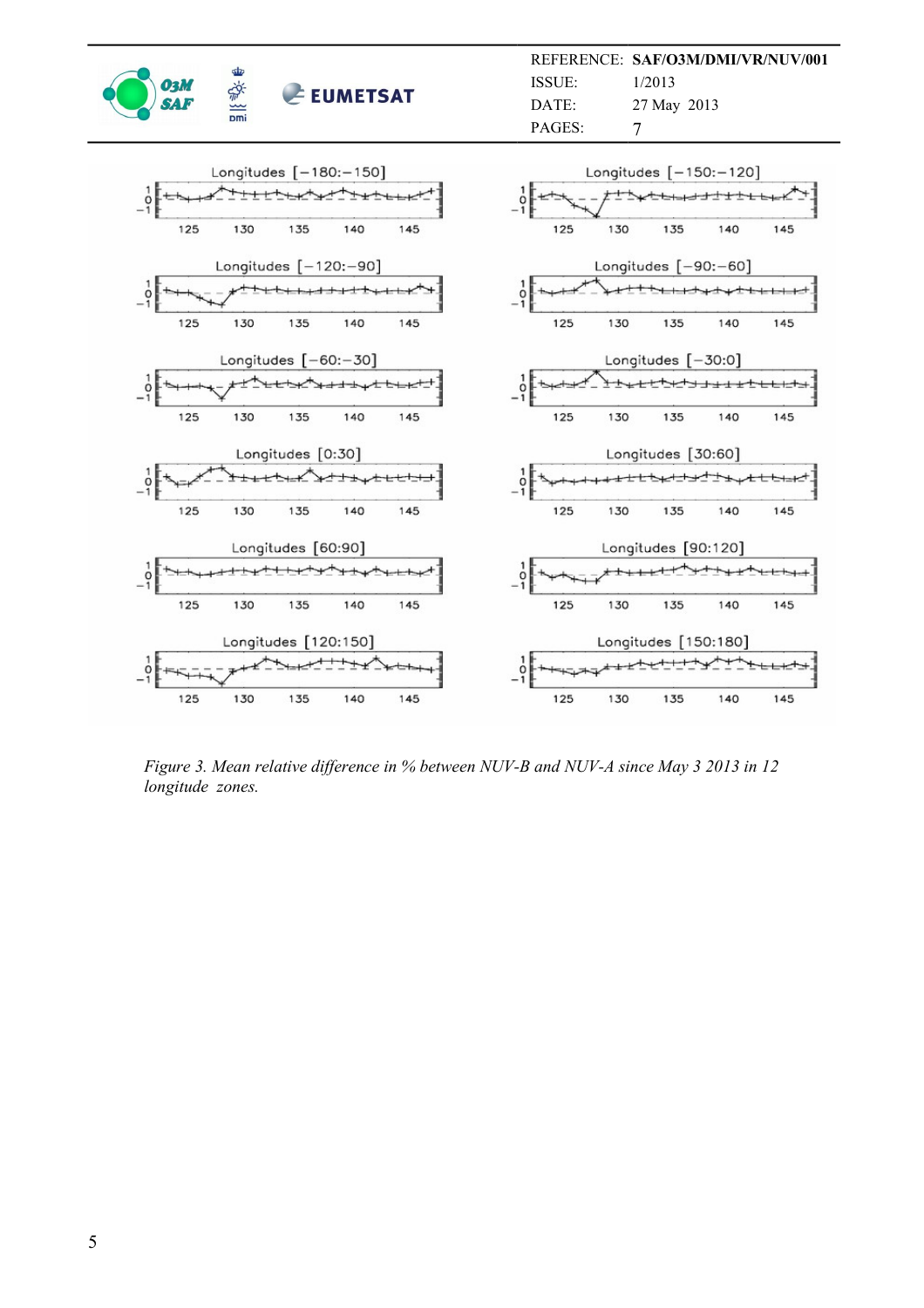*Figure 3. Mean relative difference in % between NUV-B and NUV-A since May 3 2013 in 12 longitude zones.*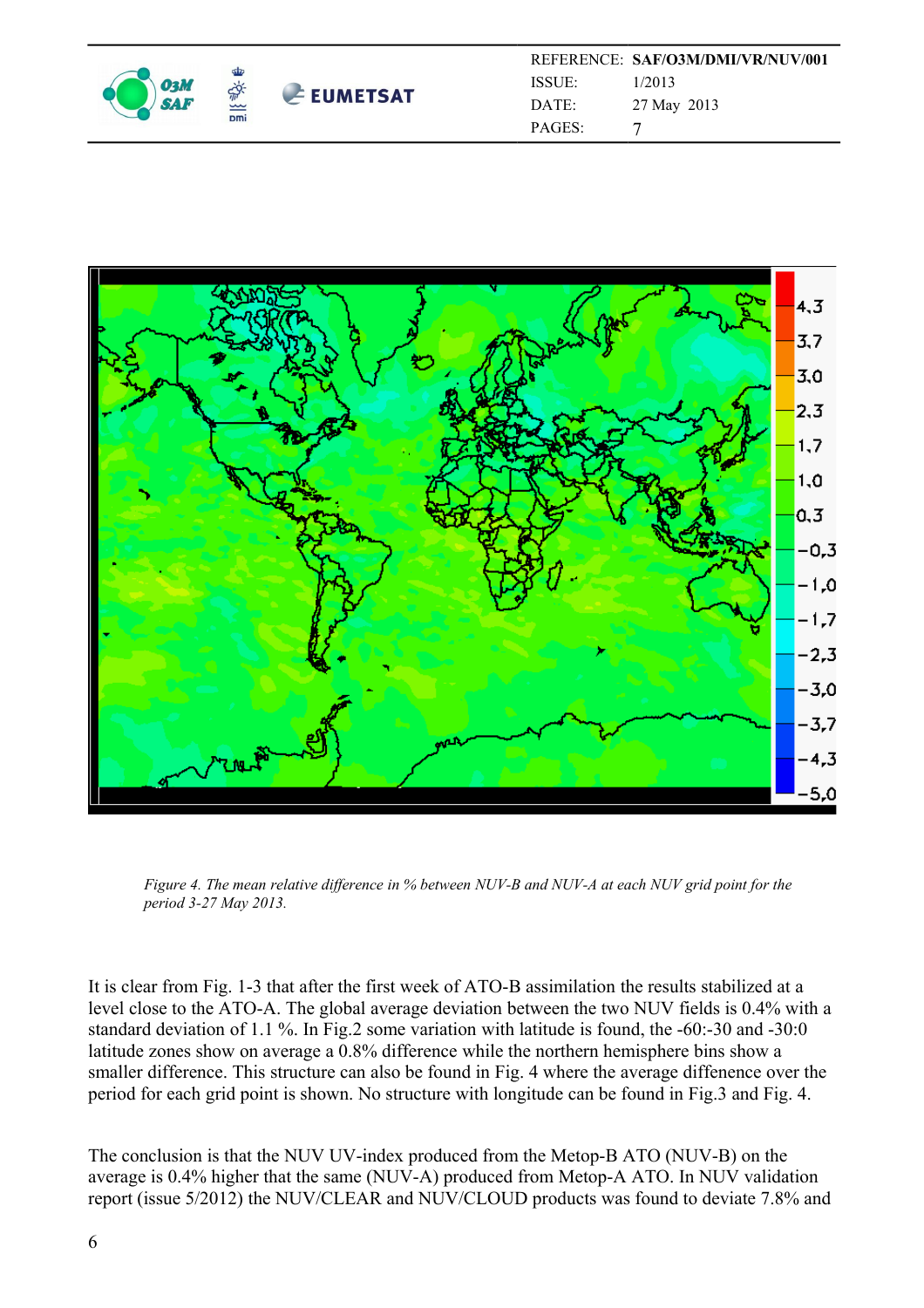*Figure 4. The mean relative difference in % between NUV-B and NUV-A at each NUV grid point for the period 3-27 May 2013.*

It is clear from Fig. 1-3 that after the first week of ATO-B assimilation the results stabilized at a level close to the ATO-A. The global average deviation between the two NUV fields is 0.4% with a standard deviation of 1.1 %. In Fig.2 some variation with latitude is found, the -60:-30 and -30:0 latitude zones show on average a 0.8% difference while the northern hemisphere bins show a smaller difference. This structure can also be found in Fig. 4 where the average diffenence over the period for each grid point is shown. No structure with longitude can be found in Fig.3 and Fig. 4.

The conclusion is that the NUV UV-index produced from the Metop-B ATO (NUV-B) on the average is 0.4% higher that the same (NUV-A) produced from Metop-A ATO. In NUV validation report (issue 5/2012) the NUV/CLEAR and NUV/CLOUD products was found to deviate 7.8% and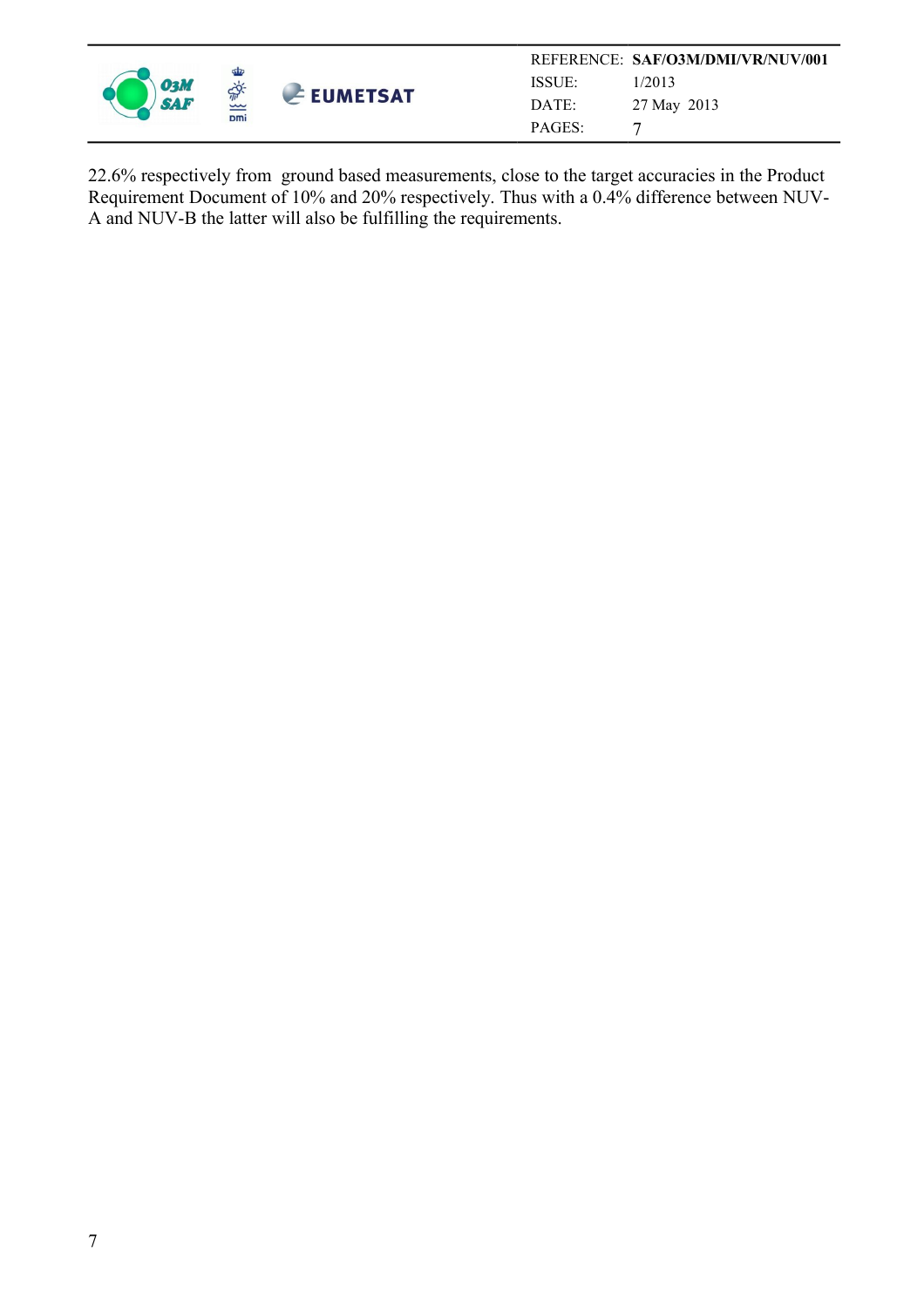22.6% respectively from ground based measurements, close to the target accuracies in the Product Requirement Document of 10% and 20% respectively. Thus with a 0.4% difference between NUV-A and NUV-B the latter will also be fulfilling the requirements.